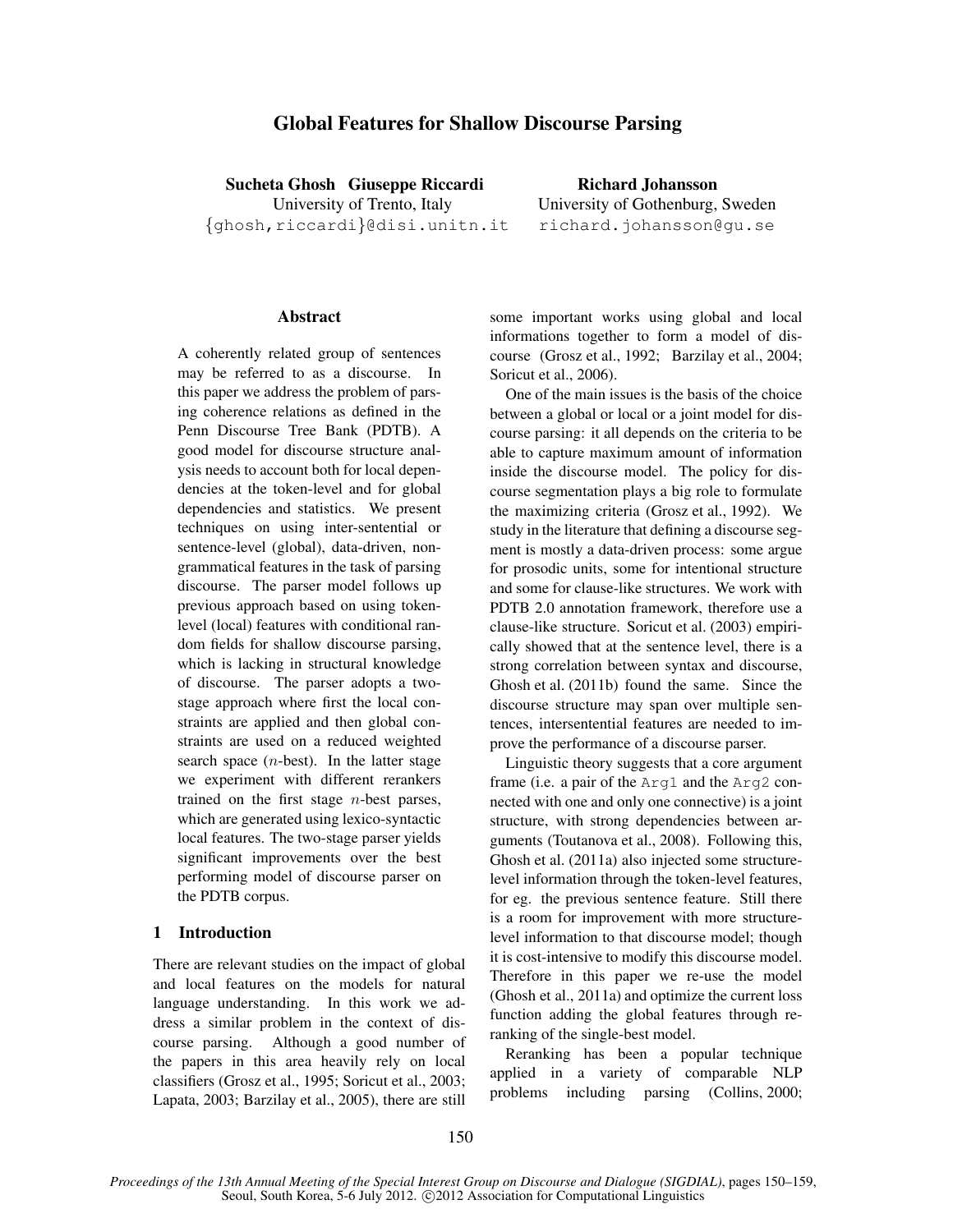# Global Features for Shallow Discourse Parsing

**Sucheta Ghosh Giuseppe Riccardi**
University of Trento, Italy
{ghosh,riccardi}@disi.unitn.it

**Richard Johansson**
University of Gothenburg, Sweden
richard.johansson@gu.se

## Abstract

A coherently related group of sentences may be referred to as a discourse. In this paper we address the problem of parsing coherence relations as defined in the Penn Discourse Tree Bank (PDTB). A good model for discourse structure analysis needs to account both for local dependencies at the token-level and for global dependencies and statistics. We present techniques on using inter-sentential or sentence-level (global), data-driven, non-grammatical features in the task of parsing discourse. The parser model follows up previous approach based on token-level (local) features with conditional random fields for shallow discourse parsing, which is lacking in structural knowledge of discourse. The parser adopts a two-stage approach where first the local constraints are applied and then global constraints are used on a reduced weighted search space ($n$-best). In the latter stage we experiment with different rerankers trained on the first stage $n$-best parses, which are generated using lexico-syntactic local features. The two-stage parser yields significant improvements over the best performing model of discourse parser on the PDTB corpus.

## 1 Introduction

There are relevant studies on the impact of global and local features on the models for natural language understanding. In this work we address a similar problem in the context of discourse parsing. Although a good number of the papers in this area heavily rely on local classifiers (Grosz et al., 1995; Soricut et al., 2003; Lapata, 2003; Barzilay et al., 2005), there are still some important works using global and local informations together to form a model of discourse (Grosz et al., 1992; Barzilay et al., 2004; Soricut et al., 2006).

One of the main issues is the basis of the choice between a global or local or a joint model for discourse parsing: it all depends on the criteria to be able to capture maximum amount of information inside the discourse model. The policy for discourse segmentation plays a big role to formulate the maximizing criteria (Grosz et al., 1992). We study in the literature that defining a discourse segment is mostly a data-driven process: some argue for prosodic units, some for intentional structure and some for clause-like structures. We work with PDTB 2.0 annotation framework, therefore use a clause-like structure. Soricut et al. (2003) empirically showed that at the sentence level, there is a strong correlation between syntax and discourse, Ghosh et al. (2011b) found the same. Since the discourse structure may span over multiple sentences, intersentential features are needed to improve the performance of a discourse parser.

Linguistic theory suggests that a core argument frame (i.e. a pair of the `Arg1` and the `Arg2` connected with one and only one connective) is a joint structure, with strong dependencies between arguments (Toutanova et al., 2008). Following this, Ghosh et al. (2011a) also injected some structure-level information through the token-level features, for eg. the previous sentence feature. Still there is a room for improvement with more structure-level information to that discourse model; though it is cost-intensive to modify this discourse model. Therefore in this paper we re-use the model (Ghosh et al., 2011a) and optimize the current loss function adding the global features through reranking of the single-best model.

Reranking has been a popular technique applied in a variety of comparable NLP problems including parsing (Collins, 2000;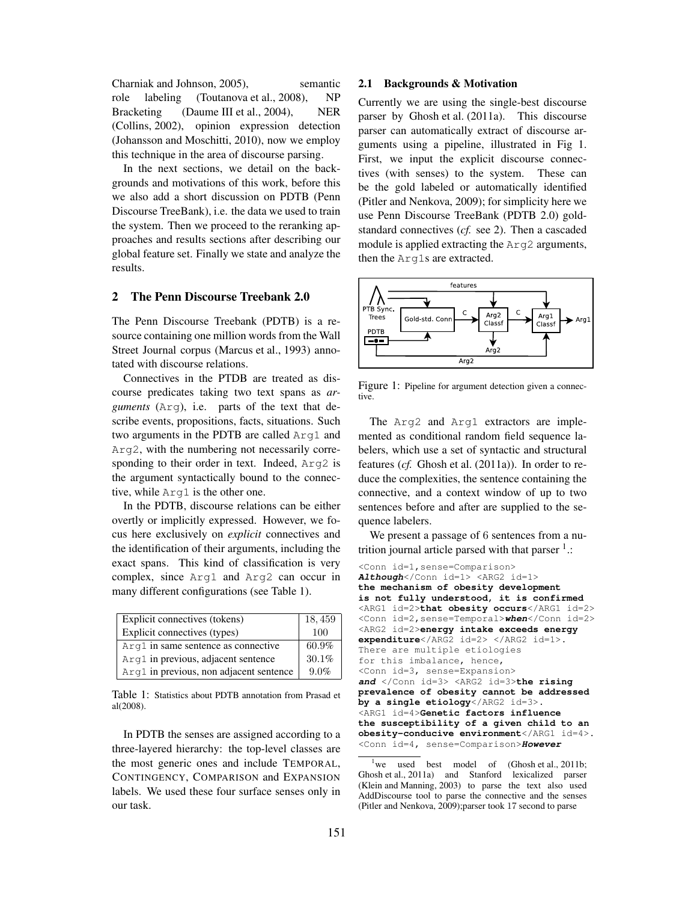Charniak and Johnson, 2005), semantic role labeling (Toutanova et al., 2008), NP Bracketing (Daume III et al., 2004), NER (Collins, 2002), opinion expression detection (Johansson and Moschitti, 2010), now we employ this technique in the area of discourse parsing.

In the next sections, we detail on the backgrounds and motivations of this work, before this we also add a short discussion on PDTB (Penn Discourse TreeBank), i.e. the data we used to train the system. Then we proceed to the reranking approaches and results sections after describing our global feature set. Finally we state and analyze the results.

## 2 The Penn Discourse Treebank 2.0

The Penn Discourse Treebank (PDTB) is a resource containing one million words from the Wall Street Journal corpus (Marcus et al., 1993) annotated with discourse relations.

Connectives in the PTDB are treated as discourse predicates taking two text spans as *arguments* (`Arg`), i.e. parts of the text that describe events, propositions, facts, situations. Such two arguments in the PDTB are called `Arg1` and `Arg2`, with the numbering not necessarily corresponding to their order in text. Indeed, `Arg2` is the argument syntactically bound to the connective, while `Arg1` is the other one.

In the PDTB, discourse relations can be either overtly or implicitly expressed. However, we focus here exclusively on *explicit* connectives and the identification of their arguments, including the exact spans. This kind of classification is very complex, since `Arg1` and `Arg2` can occur in many different configurations (see Table 1).

| Explicit connectives (tokens) | 18,459 |
|---|---|
| Explicit connectives (types) | 100 |
| `Arg1` in same sentence as connective | 60.9% |
| `Arg1` in previous, adjacent sentence | 30.1% |
| `Arg1` in previous, non adjacent sentence | 9.0% |

Table 1: Statistics about PDTB annotation from Prasad et al(2008).

In PDTB the senses are assigned according to a three-layered hierarchy: the top-level classes are the most generic ones and include TEMPORAL, CONTINGENCY, COMPARISON and EXPANSION labels. We used these four surface senses only in our task.

### 2.1 Backgrounds & Motivation

Currently we are using the single-best discourse parser by Ghosh et al. (2011a). This discourse parser can automatically extract of discourse arguments using a pipeline, illustrated in Fig 1. First, we input the explicit discourse connectives (with senses) to the system. These can be the gold labeled or automatically identified (Pitler and Nenkova, 2009); for simplicity here we use Penn Discourse TreeBank (PDTB 2.0) gold-standard connectives (*cf.* see 2). Then a cascaded module is applied extracting the `Arg2` arguments, then the `Arg1`s are extracted.

Figure 1: Pipeline for argument detection given a connective.

The `Arg2` and `Arg1` extractors are implemented as conditional random field sequence labelers, which use a set of syntactic and structural features (*cf.* Ghosh et al. (2011a)). In order to reduce the complexities, the sentence containing the connective, and a context window of up to two sentences before and after are supplied to the sequence labelers.

We present a passage of 6 sentences from a nutrition journal article parsed with that parser [1].:

```
<Conn id=1,sense=Comparison>
Although</Conn id=1> <ARG2 id=1>
the mechanism of obesity development
is not fully understood, it is confirmed
<ARG1 id=2>that obesity occurs</ARG1 id=2>
<Conn id=2,sense=Temporal>when</Conn id=2>
<ARG2 id=2>energy intake exceeds energy
expenditure</ARG2 id=2> </ARG2 id=1>.
There are multiple etiologies
for this imbalance, hence,
<Conn id=3, sense=Expansion>
and </Conn id=3> <ARG2 id=3>the rising
prevalence of obesity cannot be addressed
by a single etiology</ARG2 id=3>.
<ARG1 id=4>Genetic factors influence
the susceptibility of a given child to an
obesity-conducive environment</ARG1 id=4>.
<Conn id=4, sense=Comparison>However
```

[1] we used best model of (Ghosh et al., 2011b; Ghosh et al., 2011a) and Stanford lexicalized parser (Klein and Manning, 2003) to parse the text also used AddDiscourse tool to parse the connective and the senses (Pitler and Nenkova, 2009);parser took 17 second to parse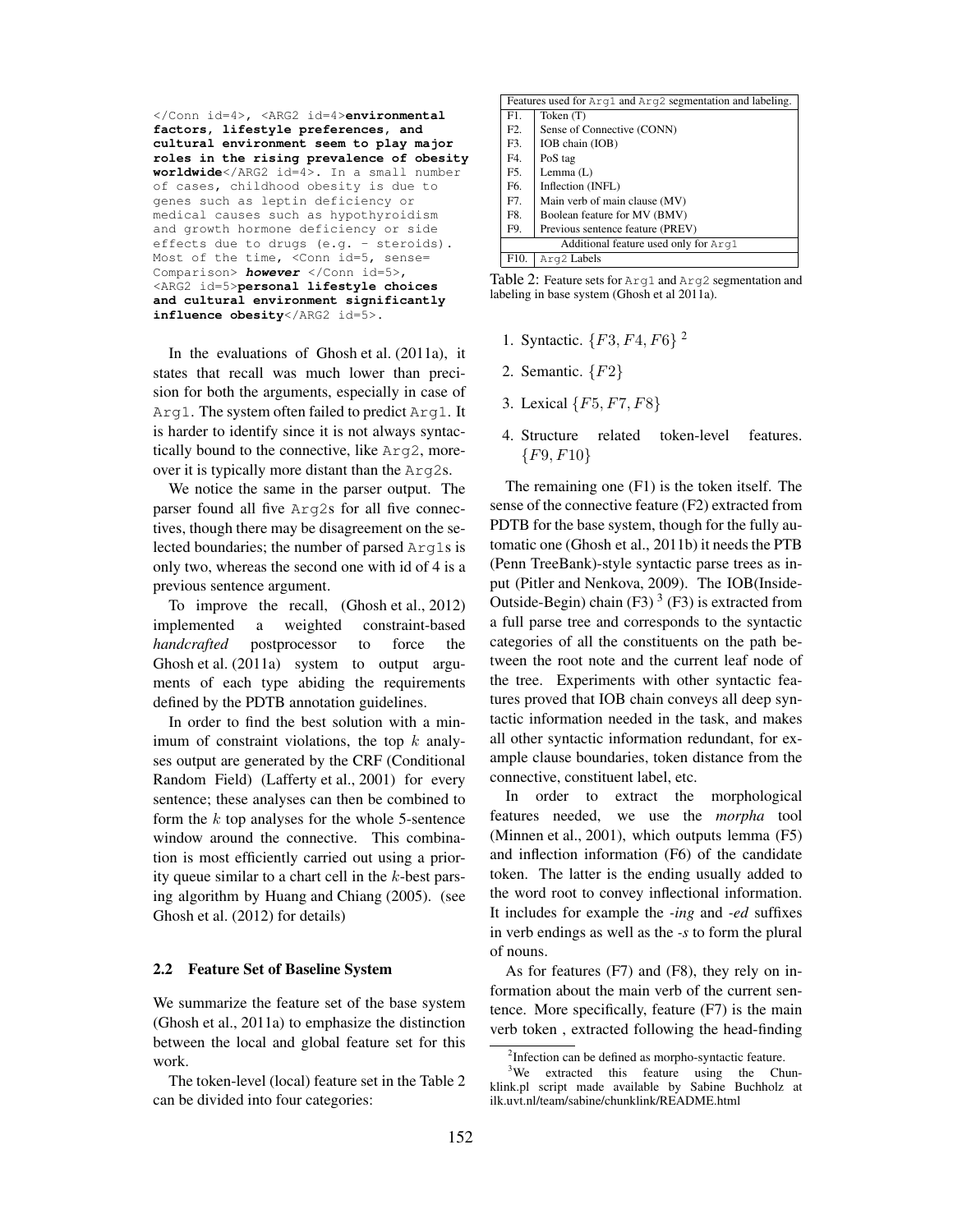```
</Conn id=4>, <ARG2 id=4>environmental factors, lifestyle preferences, and cultural environment seem to play major roles in the rising prevalence of obesity worldwide</ARG2 id=4>. In a small number of cases, childhood obesity is due to genes such as leptin deficiency or medical causes such as hypothyroidism and growth hormone deficiency or side effects due to drugs (e.g. - steroids). Most of the time, <Conn id=5, sense=Comparison> however </Conn id=5>, <ARG2 id=5>personal lifestyle choices and cultural environment significantly influence obesity</ARG2 id=5>.
```

In the evaluations of Ghosh et al. (2011a), it states that recall was much lower than precision for both the arguments, especially in case of Arg1. The system often failed to predict Arg1. It is harder to identify since it is not always syntactically bound to the connective, like Arg2, moreover it is typically more distant than the Arg2s.

We notice the same in the parser output. The parser found all five Arg2s for all five connectives, though there may be disagreement on the selected boundaries; the number of parsed Arg1s is only two, whereas the second one with id of 4 is a previous sentence argument.

To improve the recall, (Ghosh et al., 2012) implemented a weighted constraint-based *handcrafted* postprocessor to force the Ghosh et al. (2011a) system to output arguments of each type abiding the requirements defined by the PDTB annotation guidelines.

In order to find the best solution with a minimum of constraint violations, the top $k$ analyses output are generated by the CRF (Conditional Random Field) (Lafferty et al., 2001) for every sentence; these analyses can then be combined to form the $k$ top analyses for the whole 5-sentence window around the connective. This combination is most efficiently carried out using a priority queue similar to a chart cell in the $k$-best parsing algorithm by Huang and Chiang (2005). (see Ghosh et al. (2012) for details)

### 2.2 Feature Set of Baseline System

We summarize the feature set of the base system (Ghosh et al., 2011a) to emphasize the distinction between the local and global feature set for this work.

The token-level (local) feature set in the Table 2 can be divided into four categories:

| Features used for Arg1 and Arg2 segmentation and labeling. | |
|---|---|
| F1. | Token (T) |
| F2. | Sense of Connective (CONN) |
| F3. | IOB chain (IOB) |
| F4. | PoS tag |
| F5. | Lemma (L) |
| F6. | Inflection (INFL) |
| F7. | Main verb of main clause (MV) |
| F8. | Boolean feature for MV (BMV) |
| F9. | Previous sentence feature (PREV) |
| Additional feature used only for Arg1 | |
| F10. | Arg2 Labels |

Table 2: Feature sets for Arg1 and Arg2 segmentation and labeling in base system (Ghosh et al 2011a).

1. Syntactic. $\{F3, F4, F6\}$ [2]
2. Semantic. $\{F2\}$
3. Lexical $\{F5, F7, F8\}$
4. Structure related token-level features. $\{F9, F10\}$

The remaining one (F1) is the token itself. The sense of the connective feature (F2) extracted from PDTB for the base system, though for the fully automatic one (Ghosh et al., 2011b) it needs the PTB (Penn TreeBank)-style syntactic parse trees as input (Pitler and Nenkova, 2009). The IOB(Inside-Outside-Begin) chain (F3) [3] (F3) is extracted from a full parse tree and corresponds to the syntactic categories of all the constituents on the path between the root note and the current leaf node of the tree. Experiments with other syntactic features proved that IOB chain conveys all deep syntactic information needed in the task, and makes all other syntactic information redundant, for example clause boundaries, token distance from the connective, constituent label, etc.

In order to extract the morphological features needed, we use the *morpha* tool (Minnen et al., 2001), which outputs lemma (F5) and inflection information (F6) of the candidate token. The latter is the ending usually added to the word root to convey inflectional information. It includes for example the *-ing* and *-ed* suffixes in verb endings as well as the *-s* to form the plural of nouns.

As for features (F7) and (F8), they rely on information about the main verb of the current sentence. More specifically, feature (F7) is the main verb token , extracted following the head-finding

[2] Infection can be defined as morpho-syntactic feature.

[3] We extracted this feature using the Chunklink.pl script made available by Sabine Buchholz at ilk.uvt.nl/team/sabine/chunklink/README.html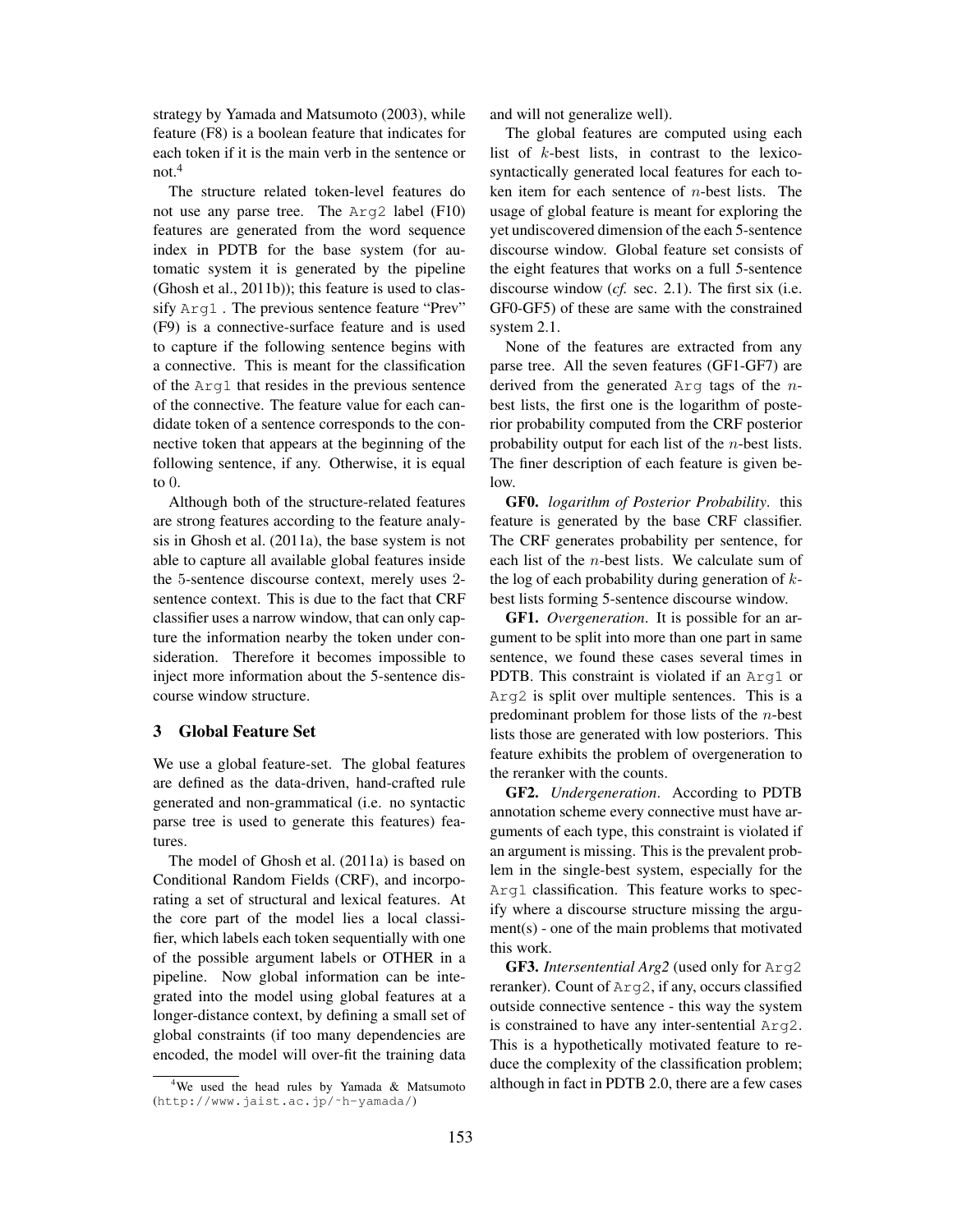strategy by Yamada and Matsumoto (2003), while feature (F8) is a boolean feature that indicates for each token if it is the main verb in the sentence or not.[4]

The structure related token-level features do not use any parse tree. The `Arg2` label (F10) features are generated from the word sequence index in PDTB for the base system (for automatic system it is generated by the pipeline (Ghosh et al., 2011b)); this feature is used to classify `Arg1` . The previous sentence feature "Prev" (F9) is a connective-surface feature and is used to capture if the following sentence begins with a connective. This is meant for the classification of the `Arg1` that resides in the previous sentence of the connective. The feature value for each candidate token of a sentence corresponds to the connective token that appears at the beginning of the following sentence, if any. Otherwise, it is equal to 0.

Although both of the structure-related features are strong features according to the feature analysis in Ghosh et al. (2011a), the base system is not able to capture all available global features inside the 5-sentence discourse context, merely uses 2-sentence context. This is due to the fact that CRF classifier uses a narrow window, that can only capture the information nearby the token under consideration. Therefore it becomes impossible to inject more information about the 5-sentence discourse window structure.

## 3 Global Feature Set

We use a global feature-set. The global features are defined as the data-driven, hand-crafted rule generated and non-grammatical (i.e. no syntactic parse tree is used to generate this features) features.

The model of Ghosh et al. (2011a) is based on Conditional Random Fields (CRF), and incorporating a set of structural and lexical features. At the core part of the model lies a local classifier, which labels each token sequentially with one of the possible argument labels or OTHER in a pipeline. Now global information can be integrated into the model using global features at a longer-distance context, by defining a small set of global constraints (if too many dependencies are encoded, the model will over-fit the training data and will not generalize well).

The global features are computed using each list of $k$-best lists, in contrast to the lexico-syntactically generated local features for each token item for each sentence of $n$-best lists. The usage of global feature is meant for exploring the yet undiscovered dimension of the each 5-sentence discourse window. Global feature set consists of the eight features that works on a full 5-sentence discourse window (*cf.* sec. 2.1). The first six (i.e. GF0-GF5) of these are same with the constrained system 2.1.

None of the features are extracted from any parse tree. All the seven features (GF1-GF7) are derived from the generated `Arg` tags of the $n$-best lists, the first one is the logarithm of posterior probability computed from the CRF posterior probability output for each list of the $n$-best lists. The finer description of each feature is given below.

**GF0.** *logarithm of Posterior Probability*. this feature is generated by the base CRF classifier. The CRF generates probability per sentence, for each list of the $n$-best lists. We calculate sum of the log of each probability during generation of $k$-best lists forming 5-sentence discourse window.

**GF1.** *Overgeneration*. It is possible for an argument to be split into more than one part in same sentence, we found these cases several times in PDTB. This constraint is violated if an `Arg1` or `Arg2` is split over multiple sentences. This is a predominant problem for those lists of the $n$-best lists those are generated with low posteriors. This feature exhibits the problem of overgeneration to the reranker with the counts.

**GF2.** *Undergeneration*. According to PDTB annotation scheme every connective must have arguments of each type, this constraint is violated if an argument is missing. This is the prevalent problem in the single-best system, especially for the `Arg1` classification. This feature works to specify where a discourse structure missing the argument(s) - one of the main problems that motivated this work.

**GF3.** *Intersentential Arg2* (used only for `Arg2` reranker). Count of `Arg2`, if any, occurs classified outside connective sentence - this way the system is constrained to have any inter-sentential `Arg2`. This is a hypothetically motivated feature to reduce the complexity of the classification problem; although in fact in PDTB 2.0, there are a few cases

[4] We used the head rules by Yamada & Matsumoto (http://www.jaist.ac.jp/~h-yamada/)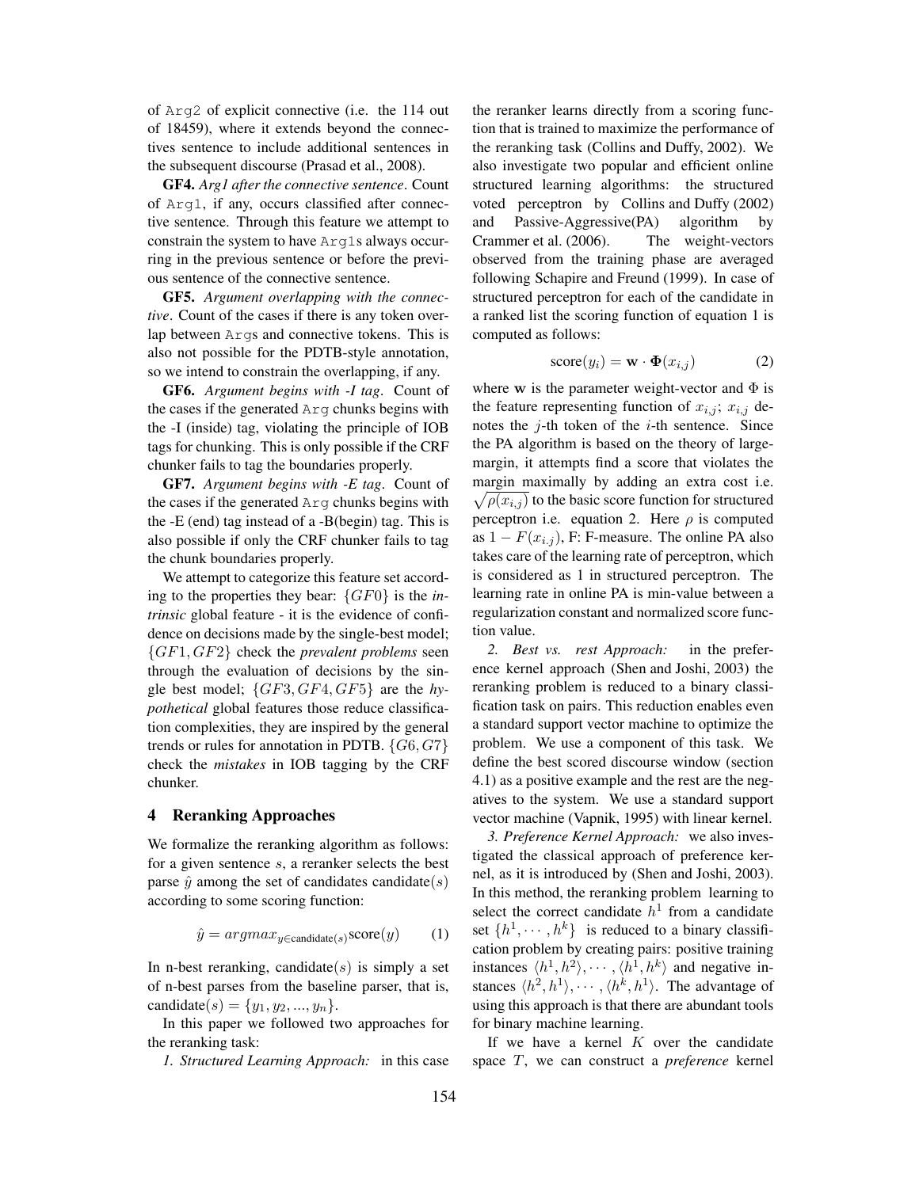of Arg2 of explicit connective (i.e. the 114 out of 18459), where it extends beyond the connectives sentence to include additional sentences in the subsequent discourse (Prasad et al., 2008).

**GF4.** *Arg1 after the connective sentence*. Count of Arg1, if any, occurs classified after connective sentence. Through this feature we attempt to constrain the system to have Arg1s always occurring in the previous sentence or before the previous sentence of the connective sentence.

**GF5.** *Argument overlapping with the connective*. Count of the cases if there is any token overlap between Args and connective tokens. This is also not possible for the PDTB-style annotation, so we intend to constrain the overlapping, if any.

**GF6.** *Argument begins with -I tag*. Count of the cases if the generated Arg chunks begins with the -I (inside) tag, violating the principle of IOB tags for chunking. This is only possible if the CRF chunker fails to tag the boundaries properly.

**GF7.** *Argument begins with -E tag*. Count of the cases if the generated Arg chunks begins with the -E (end) tag instead of a -B(begin) tag. This is also possible if only the CRF chunker fails to tag the chunk boundaries properly.

We attempt to categorize this feature set according to the properties they bear: $\{GF0\}$ is the *intrinsic* global feature - it is the evidence of confidence on decisions made by the single-best model; $\{GF1, GF2\}$ check the *prevalent problems* seen through the evaluation of decisions by the single best model; $\{GF3, GF4, GF5\}$ are the *hypothetical* global features those reduce classification complexities, they are inspired by the general trends or rules for annotation in PDTB. $\{G6, G7\}$ check the *mistakes* in IOB tagging by the CRF chunker.

## 4 Reranking Approaches

We formalize the reranking algorithm as follows: for a given sentence $s$, a reranker selects the best parse $\hat{y}$ among the set of candidates candidate$(s)$ according to some scoring function:

$$\hat{y} = argmax_{y \in \text{candidate}(s)} \text{score}(y) \qquad (1)$$

In n-best reranking, candidate$(s)$ is simply a set of n-best parses from the baseline parser, that is, candidate$(s) = \{y_1, y_2, ..., y_n\}$.

In this paper we followed two approaches for the reranking task:

*1. Structured Learning Approach:* in this case the reranker learns directly from a scoring function that is trained to maximize the performance of the reranking task (Collins and Duffy, 2002). We also investigate two popular and efficient online structured learning algorithms: the structured voted perceptron by Collins and Duffy (2002) and Passive-Aggressive(PA) algorithm by Crammer et al. (2006). The weight-vectors observed from the training phase are averaged following Schapire and Freund (1999). In case of structured perceptron for each of the candidate in a ranked list the scoring function of equation 1 is computed as follows:

$$\text{score}(y_i) = \mathbf{w} \cdot \mathbf{\Phi}(x_{i,j}) \qquad (2)$$

where $\mathbf{w}$ is the parameter weight-vector and $\Phi$ is the feature representing function of $x_{i,j}$; $x_{i,j}$ denotes the $j$-th token of the $i$-th sentence. Since the PA algorithm is based on the theory of large-margin, it attempts find a score that violates the margin maximally by adding an extra cost i.e. $\sqrt{\rho(x_{i,j})}$ to the basic score function for structured perceptron i.e. equation 2. Here $\rho$ is computed as $1 - F(x_{i.j})$, F: F-measure. The online PA also takes care of the learning rate of perceptron, which is considered as 1 in structured perceptron. The learning rate in online PA is min-value between a regularization constant and normalized score function value.

*2. Best vs. rest Approach:* in the preference kernel approach (Shen and Joshi, 2003) the reranking problem is reduced to a binary classification task on pairs. This reduction enables even a standard support vector machine to optimize the problem. We use a component of this task. We define the best scored discourse window (section 4.1) as a positive example and the rest are the negatives to the system. We use a standard support vector machine (Vapnik, 1995) with linear kernel.

*3. Preference Kernel Approach:* we also investigated the classical approach of preference kernel, as it is introduced by (Shen and Joshi, 2003). In this method, the reranking problem learning to select the correct candidate $h^1$ from a candidate set $\{h^1, \cdots, h^k\}$ is reduced to a binary classification problem by creating pairs: positive training instances $\langle h^1, h^2 \rangle, \cdots, \langle h^1, h^k \rangle$ and negative instances $\langle h^2, h^1 \rangle, \cdots, \langle h^k, h^1 \rangle$. The advantage of using this approach is that there are abundant tools for binary machine learning.

If we have a kernel $K$ over the candidate space $T$, we can construct a *preference* kernel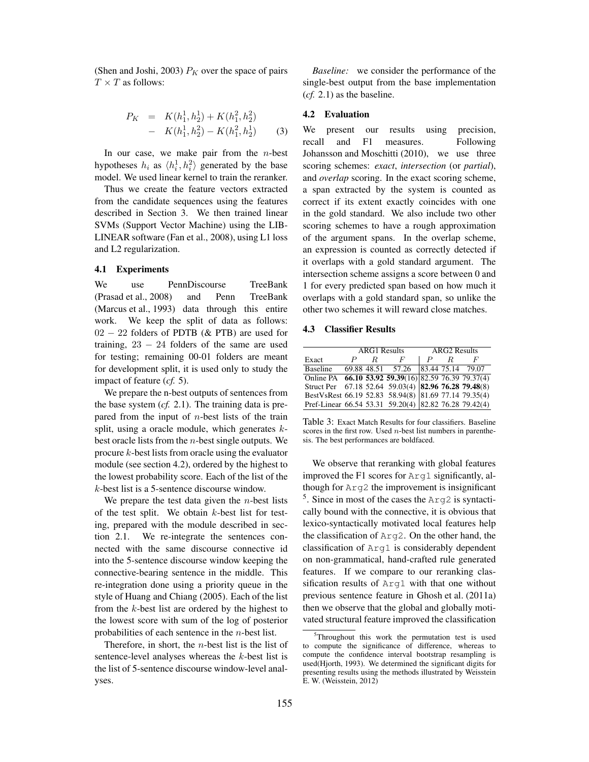(Shen and Joshi, 2003) $P_K$ over the space of pairs $T \times T$ as follows:

$$P_K = K(h_1^1, h_2^1) + K(h_1^2, h_2^2) - K(h_1^1, h_2^2) - K(h_1^2, h_2^1) \quad (3)$$

In our case, we make pair from the $n$-best hypotheses $h_i$ as $\langle h_i^1, h_i^2 \rangle$ generated by the base model. We used linear kernel to train the reranker.

Thus we create the feature vectors extracted from the candidate sequences using the features described in Section 3. We then trained linear SVMs (Support Vector Machine) using the LIBLINEAR software (Fan et al., 2008), using L1 loss and L2 regularization.

### 4.1 Experiments

We use PennDiscourse TreeBank (Prasad et al., 2008) and Penn TreeBank (Marcus et al., 1993) data through this entire work. We keep the split of data as follows: $02 - 22$ folders of PDTB (& PTB) are used for training, $23 - 24$ folders of the same are used for testing; remaining 00-01 folders are meant for development split, it is used only to study the impact of feature (*cf.* 5).

We prepare the n-best outputs of sentences from the base system (*cf.* 2.1). The training data is prepared from the input of $n$-best lists of the train split, using a oracle module, which generates $k$-best oracle lists from the $n$-best single outputs. We procure $k$-best lists from oracle using the evaluator module (see section 4.2), ordered by the highest to the lowest probability score. Each of the list of the $k$-best list is a 5-sentence discourse window.

We prepare the test data given the $n$-best lists of the test split. We obtain $k$-best list for testing, prepared with the module described in section 2.1. We re-integrate the sentences connected with the same discourse connective id into the 5-sentence discourse window keeping the connective-bearing sentence in the middle. This re-integration done using a priority queue in the style of Huang and Chiang (2005). Each of the list from the $k$-best list are ordered by the highest to the lowest score with sum of the log of posterior probabilities of each sentence in the $n$-best list.

Therefore, in short, the $n$-best list is the list of sentence-level analyses whereas the $k$-best list is the list of 5-sentence discourse window-level analyses.

*Baseline:* we consider the performance of the single-best output from the base implementation (*cf.* 2.1) as the baseline.

### 4.2 Evaluation

We present our results using precision, recall and F1 measures. Following Johansson and Moschitti (2010), we use three scoring schemes: *exact*, *intersection* (or *partial*), and *overlap* scoring. In the exact scoring scheme, a span extracted by the system is counted as correct if its extent exactly coincides with one in the gold standard. We also include two other scoring schemes to have a rough approximation of the argument spans. In the overlap scheme, an expression is counted as correctly detected if it overlaps with a gold standard argument. The intersection scheme assigns a score between 0 and 1 for every predicted span based on how much it overlaps with a gold standard span, so unlike the other two schemes it will reward close matches.

### 4.3 Classifier Results

| | ARG1 Results | | | ARG2 Results | | |
|---|---|---|---|---|---|---|
| Exact | $P$ | $R$ | $F$ | $P$ | $R$ | $F$ |
| Baseline | 69.88 | 48.51 | 57.26 | 83.44 | 75.14 | 79.07 |
| Online PA | **66.10** | **53.92** | **59.39**(16) | 82.59 | 76.39 | 79.37(4) |
| Struct Per | 67.18 | 52.64 | 59.03(4) | **82.96** | **76.28** | **79.48**(8) |
| BestVsRest | 66.19 | 52.83 | 58.94(8) | 81.69 | 77.14 | 79.35(4) |
| Pref-Linear | 66.54 | 53.31 | 59.20(4) | 82.82 | 76.28 | 79.42(4) |

Table 3: Exact Match Results for four classifiers. Baseline scores in the first row. Used $n$-best list numbers in parenthesis. The best performances are boldfaced.

We observe that reranking with global features improved the F1 scores for Arg1 significantly, although for Arg2 the improvement is insignificant [5]. Since in most of the cases the Arg2 is syntactically bound with the connective, it is obvious that lexico-syntactically motivated local features help the classification of Arg2. On the other hand, the classification of Arg1 is considerably dependent on non-grammatical, hand-crafted rule generated features. If we compare to our reranking classification results of Arg1 with that one without previous sentence feature in Ghosh et al. (2011a) then we observe that the global and globally motivated structural feature improved the classification

[5] Throughout this work the permutation test is used to compute the significance of difference, whereas to compute the confidence interval bootstrap resampling is used(Hjorth, 1993). We determined the significant digits for presenting results using the methods illustrated by Weisstein E. W. (Weisstein, 2012)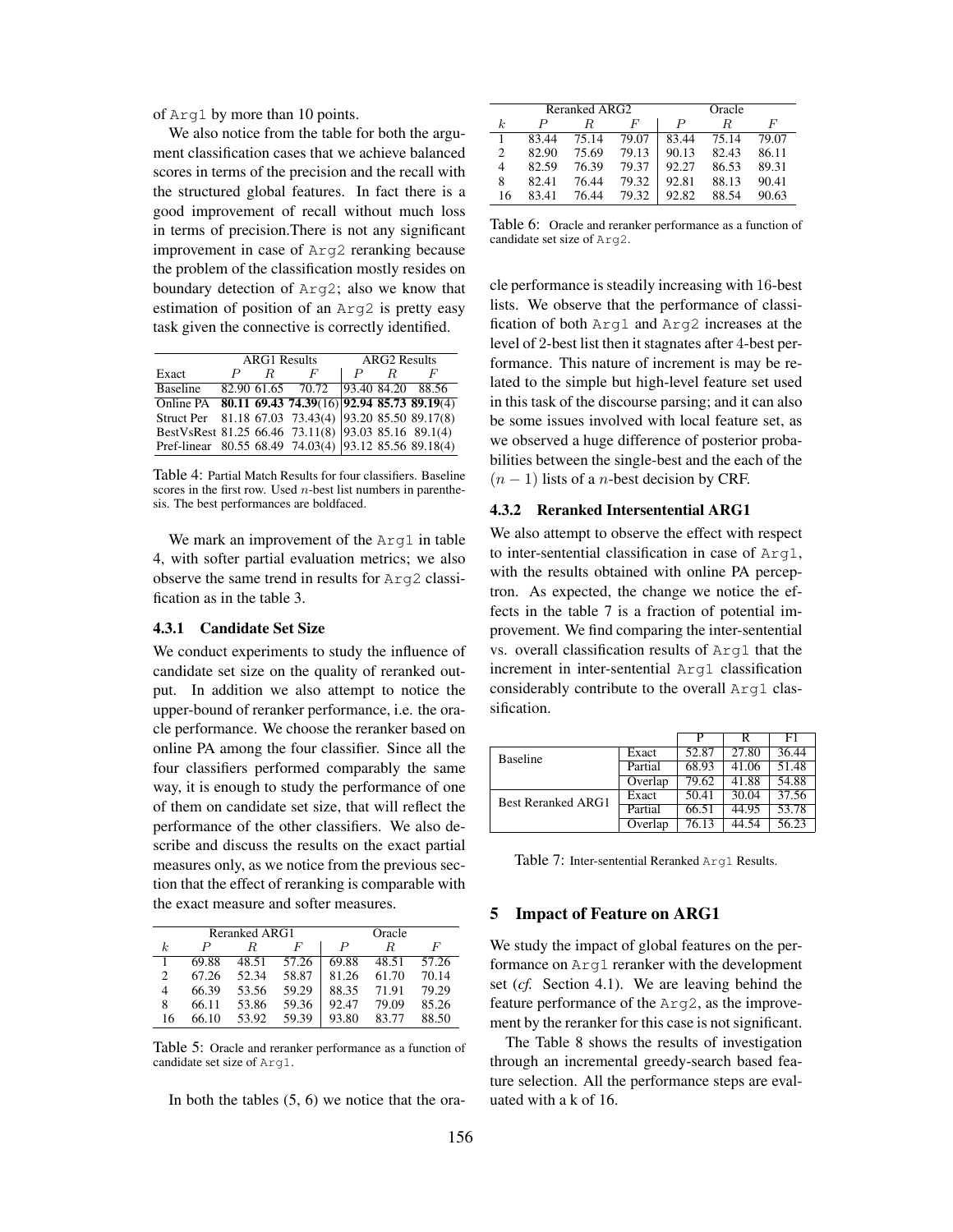of Arg1 by more than 10 points.

We also notice from the table for both the argument classification cases that we achieve balanced scores in terms of the precision and the recall with the structured global features. In fact there is a good improvement of recall without much loss in terms of precision.There is not any significant improvement in case of Arg2 reranking because the problem of the classification mostly resides on boundary detection of Arg2; also we know that estimation of position of an Arg2 is pretty easy task given the connective is correctly identified.

| | ARG1 Results | | | ARG2 Results | | |
|---|---|---|---|---|---|---|
| Exact | $P$ | $R$ | $F$ | $P$ | $R$ | $F$ |
| Baseline | 82.90 | 61.65 | 70.72 | 93.40 | 84.20 | 88.56 |
| Online PA | **80.11** | **69.43** | **74.39**(16) | **92.94** | **85.73** | **89.19**(4) |
| Struct Per | 81.18 | 67.03 | 73.43(4) | 93.20 | 85.50 | 89.17(8) |
| BestVsRest | 81.25 | 66.46 | 73.11(8) | 93.03 | 85.16 | 89.1(4) |
| Pref-linear | 80.55 | 68.49 | 74.03(4) | 93.12 | 85.56 | 89.18(4) |

Table 4: Partial Match Results for four classifiers. Baseline scores in the first row. Used $n$-best list numbers in parenthesis. The best performances are boldfaced.

We mark an improvement of the Arg1 in table 4, with softer partial evaluation metrics; we also observe the same trend in results for Arg2 classification as in the table 3.

### 4.3.1 Candidate Set Size

We conduct experiments to study the influence of candidate set size on the quality of reranked output. In addition we also attempt to notice the upper-bound of reranker performance, i.e. the oracle performance. We choose the reranker based on online PA among the four classifier. Since all the four classifiers performed comparably the same way, it is enough to study the performance of one of them on candidate set size, that will reflect the performance of the other classifiers. We also describe and discuss the results on the exact partial measures only, as we notice from the previous section that the effect of reranking is comparable with the exact measure and softer measures.

| | Reranked ARG1 | | | Oracle | | |
|---|---|---|---|---|---|---|
| $k$ | $P$ | $R$ | $F$ | $P$ | $R$ | $F$ |
| 1 | 69.88 | 48.51 | 57.26 | 69.88 | 48.51 | 57.26 |
| 2 | 67.26 | 52.34 | 58.87 | 81.26 | 61.70 | 70.14 |
| 4 | 66.39 | 53.56 | 59.29 | 88.35 | 71.91 | 79.29 |
| 8 | 66.11 | 53.86 | 59.36 | 92.47 | 79.09 | 85.26 |
| 16 | 66.10 | 53.92 | 59.39 | 93.80 | 83.77 | 88.50 |

Table 5: Oracle and reranker performance as a function of candidate set size of Arg1.

In both the tables (5, 6) we notice that the oracle performance is steadily increasing with 16-best lists. We observe that the performance of classification of both Arg1 and Arg2 increases at the level of 2-best list then it stagnates after 4-best performance. This nature of increment is may be related to the simple but high-level feature set used in this task of the discourse parsing; and it can also be some issues involved with local feature set, as we observed a huge difference of posterior probabilities between the single-best and the each of the $(n-1)$ lists of a $n$-best decision by CRF.

| | Reranked ARG2 | | | Oracle | | |
|---|---|---|---|---|---|---|
| $k$ | $P$ | $R$ | $F$ | $P$ | $R$ | $F$ |
| 1 | 83.44 | 75.14 | 79.07 | 83.44 | 75.14 | 79.07 |
| 2 | 82.90 | 75.69 | 79.13 | 90.13 | 82.43 | 86.11 |
| 4 | 82.59 | 76.39 | 79.37 | 92.27 | 86.53 | 89.31 |
| 8 | 82.41 | 76.44 | 79.32 | 92.81 | 88.13 | 90.41 |
| 16 | 83.41 | 76.44 | 79.32 | 92.82 | 88.54 | 90.63 |

Table 6: Oracle and reranker performance as a function of candidate set size of Arg2.

### 4.3.2 Reranked Intersentential ARG1

We also attempt to observe the effect with respect to inter-sentential classification in case of Arg1, with the results obtained with online PA perceptron. As expected, the change we notice the effects in the table 7 is a fraction of potential improvement. We find comparing the inter-sentential vs. overall classification results of Arg1 that the increment in inter-sentential Arg1 classification considerably contribute to the overall Arg1 classification.

| | | P | R | F1 |
|---|---|---|---|---|
| Baseline | Exact | 52.87 | 27.80 | 36.44 |
| | Partial | 68.93 | 41.06 | 51.48 |
| | Overlap | 79.62 | 41.88 | 54.88 |
| Best Reranked ARG1 | Exact | 50.41 | 30.04 | 37.56 |
| | Partial | 66.51 | 44.95 | 53.78 |
| | Overlap | 76.13 | 44.54 | 56.23 |

Table 7: Inter-sentential Reranked Arg1 Results.

## 5 Impact of Feature on ARG1

We study the impact of global features on the performance on Arg1 reranker with the development set (*cf.* Section 4.1). We are leaving behind the feature performance of the Arg2, as the improvement by the reranker for this case is not significant.

The Table 8 shows the results of investigation through an incremental greedy-search based feature selection. All the performance steps are evaluated with a k of 16.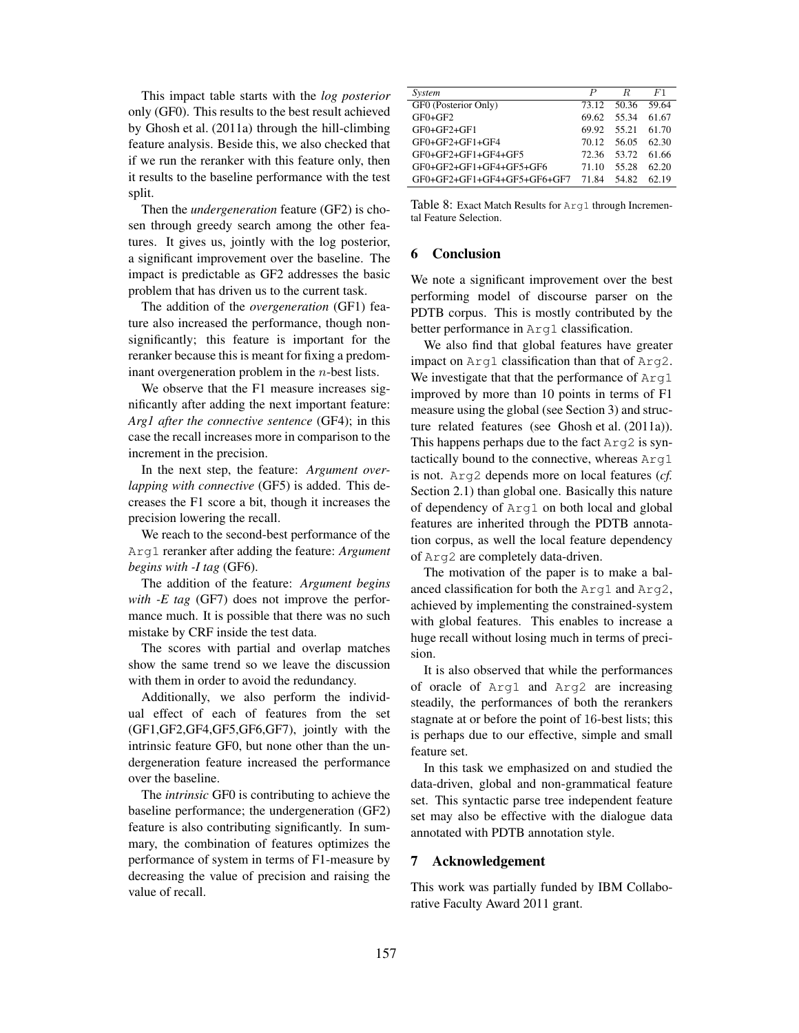This impact table starts with the *log posterior* only (GF0). This results to the best result achieved by Ghosh et al. (2011a) through the hill-climbing feature analysis. Beside this, we also checked that if we run the reranker with this feature only, then it results to the baseline performance with the test split.

Then the *undergeneration* feature (GF2) is chosen through greedy search among the other features. It gives us, jointly with the log posterior, a significant improvement over the baseline. The impact is predictable as GF2 addresses the basic problem that has driven us to the current task.

The addition of the *overgeneration* (GF1) feature also increased the performance, though non-significantly; this feature is important for the reranker because this is meant for fixing a predominant overgeneration problem in the $n$-best lists.

We observe that the F1 measure increases significantly after adding the next important feature: *Arg1 after the connective sentence* (GF4); in this case the recall increases more in comparison to the increment in the precision.

In the next step, the feature: *Argument overlapping with connective* (GF5) is added. This decreases the F1 score a bit, though it increases the precision lowering the recall.

We reach to the second-best performance of the `Arg1` reranker after adding the feature: *Argument begins with -I tag* (GF6).

The addition of the feature: *Argument begins with -E tag* (GF7) does not improve the performance much. It is possible that there was no such mistake by CRF inside the test data.

The scores with partial and overlap matches show the same trend so we leave the discussion with them in order to avoid the redundancy.

Additionally, we also perform the individual effect of each of features from the set (GF1,GF2,GF4,GF5,GF6,GF7), jointly with the intrinsic feature GF0, but none other than the undergeneration feature increased the performance over the baseline.

The *intrinsic* GF0 is contributing to achieve the baseline performance; the undergeneration (GF2) feature is also contributing significantly. In summary, the combination of features optimizes the performance of system in terms of F1-measure by decreasing the value of precision and raising the value of recall.

| *System* | $P$ | $R$ | $F1$ |
|---|---|---|---|
| GF0 (Posterior Only) | 73.12 | 50.36 | 59.64 |
| GF0+GF2 | 69.62 | 55.34 | 61.67 |
| GF0+GF2+GF1 | 69.92 | 55.21 | 61.70 |
| GF0+GF2+GF1+GF4 | 70.12 | 56.05 | 62.30 |
| GF0+GF2+GF1+GF4+GF5 | 72.36 | 53.72 | 61.66 |
| GF0+GF2+GF1+GF4+GF5+GF6 | 71.10 | 55.28 | 62.20 |
| GF0+GF2+GF1+GF4+GF5+GF6+GF7 | 71.84 | 54.82 | 62.19 |

Table 8: Exact Match Results for `Arg1` through Incremental Feature Selection.

## 6 Conclusion

We note a significant improvement over the best performing model of discourse parser on the PDTB corpus. This is mostly contributed by the better performance in `Arg1` classification.

We also find that global features have greater impact on `Arg1` classification than that of `Arg2`. We investigate that that the performance of `Arg1` improved by more than 10 points in terms of F1 measure using the global (see Section 3) and structure related features (see Ghosh et al. (2011a)). This happens perhaps due to the fact `Arg2` is syntactically bound to the connective, whereas `Arg1` is not. `Arg2` depends more on local features (*cf.* Section 2.1) than global one. Basically this nature of dependency of `Arg1` on both local and global features are inherited through the PDTB annotation corpus, as well the local feature dependency of `Arg2` are completely data-driven.

The motivation of the paper is to make a balanced classification for both the `Arg1` and `Arg2`, achieved by implementing the constrained-system with global features. This enables to increase a huge recall without losing much in terms of precision.

It is also observed that while the performances of oracle of `Arg1` and `Arg2` are increasing steadily, the performances of both the rerankers stagnate at or before the point of 16-best lists; this is perhaps due to our effective, simple and small feature set.

In this task we emphasized on and studied the data-driven, global and non-grammatical feature set. This syntactic parse tree independent feature set may also be effective with the dialogue data annotated with PDTB annotation style.

## 7 Acknowledgement

This work was partially funded by IBM Collaborative Faculty Award 2011 grant.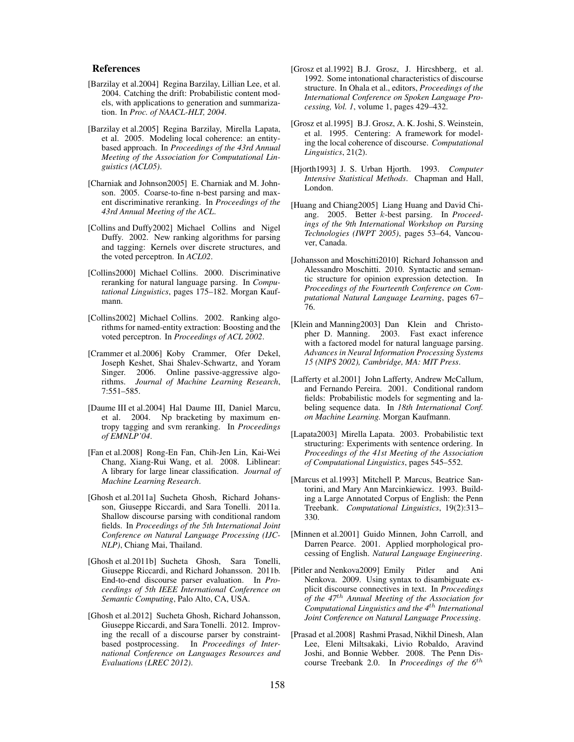## References

[Barzilay et al.2004] Regina Barzilay, Lillian Lee, et al. 2004. Catching the drift: Probabilistic content models, with applications to generation and summarization. In *Proc. of NAACL-HLT, 2004*.

[Barzilay et al.2005] Regina Barzilay, Mirella Lapata, et al. 2005. Modeling local coherence: an entity-based approach. In *Proceedings of the 43rd Annual Meeting of the Association for Computational Linguistics (ACL05)*.

[Charniak and Johnson2005] E. Charniak and M. Johnson. 2005. Coarse-to-fine n-best parsing and maxent discriminative reranking. In *Proceedings of the 43rd Annual Meeting of the ACL*.

[Collins and Duffy2002] Michael Collins and Nigel Duffy. 2002. New ranking algorithms for parsing and tagging: Kernels over discrete structures, and the voted perceptron. In *ACL02*.

[Collins2000] Michael Collins. 2000. Discriminative reranking for natural language parsing. In *Computational Linguistics*, pages 175–182. Morgan Kaufmann.

[Collins2002] Michael Collins. 2002. Ranking algorithms for named-entity extraction: Boosting and the voted perceptron. In *Proceedings of ACL 2002*.

[Crammer et al.2006] Koby Crammer, Ofer Dekel, Joseph Keshet, Shai Shalev-Schwartz, and Yoram Singer. 2006. Online passive-aggressive algorithms. *Journal of Machine Learning Research*, 7:551–585.

[Daume III et al.2004] Hal Daume III, Daniel Marcu, et al. 2004. Np bracketing by maximum entropy tagging and svm reranking. In *Proceedings of EMNLP'04*.

[Fan et al.2008] Rong-En Fan, Chih-Jen Lin, Kai-Wei Chang, Xiang-Rui Wang, et al. 2008. Liblinear: A library for large linear classification. *Journal of Machine Learning Research*.

[Ghosh et al.2011a] Sucheta Ghosh, Richard Johansson, Giuseppe Riccardi, and Sara Tonelli. 2011a. Shallow discourse parsing with conditional random fields. In *Proceedings of the 5th International Joint Conference on Natural Language Processing (IJCNLP)*, Chiang Mai, Thailand.

[Ghosh et al.2011b] Sucheta Ghosh, Sara Tonelli, Giuseppe Riccardi, and Richard Johansson. 2011b. End-to-end discourse parser evaluation. In *Proceedings of 5th IEEE International Conference on Semantic Computing*, Palo Alto, CA, USA.

[Ghosh et al.2012] Sucheta Ghosh, Richard Johansson, Giuseppe Riccardi, and Sara Tonelli. 2012. Improving the recall of a discourse parser by constraint-based postprocessing. In *Proceedings of International Conference on Languages Resources and Evaluations (LREC 2012)*.

[Grosz et al.1992] B.J. Grosz, J. Hircshberg, et al. 1992. Some intonational characteristics of discourse structure. In Ohala et al., editors, *Proceedings of the International Conference on Spoken Language Processing, Vol. 1*, volume 1, pages 429–432.

[Grosz et al.1995] B.J. Grosz, A. K. Joshi, S. Weinstein, et al. 1995. Centering: A framework for modeling the local coherence of discourse. *Computational Linguistics*, 21(2).

[Hjorth1993] J. S. Urban Hjorth. 1993. *Computer Intensive Statistical Methods*. Chapman and Hall, London.

[Huang and Chiang2005] Liang Huang and David Chiang. 2005. Better $k$-best parsing. In *Proceedings of the 9th International Workshop on Parsing Technologies (IWPT 2005)*, pages 53–64, Vancouver, Canada.

[Johansson and Moschitti2010] Richard Johansson and Alessandro Moschitti. 2010. Syntactic and semantic structure for opinion expression detection. In *Proceedings of the Fourteenth Conference on Computational Natural Language Learning*, pages 67–76.

[Klein and Manning2003] Dan Klein and Christopher D. Manning. 2003. Fast exact inference with a factored model for natural language parsing. *Advances in Neural Information Processing Systems 15 (NIPS 2002), Cambridge, MA: MIT Press*.

[Lafferty et al.2001] John Lafferty, Andrew McCallum, and Fernando Pereira. 2001. Conditional random fields: Probabilistic models for segmenting and labeling sequence data. In *18th International Conf. on Machine Learning*. Morgan Kaufmann.

[Lapata2003] Mirella Lapata. 2003. Probabilistic text structuring: Experiments with sentence ordering. In *Proceedings of the 41st Meeting of the Association of Computational Linguistics*, pages 545–552.

[Marcus et al.1993] Mitchell P. Marcus, Beatrice Santorini, and Mary Ann Marcinkiewicz. 1993. Building a Large Annotated Corpus of English: the Penn Treebank. *Computational Linguistics*, 19(2):313–330.

[Minnen et al.2001] Guido Minnen, John Carroll, and Darren Pearce. 2001. Applied morphological processing of English. *Natural Language Engineering*.

[Pitler and Nenkova2009] Emily Pitler and Ani Nenkova. 2009. Using syntax to disambiguate explicit discourse connectives in text. In *Proceedings of the 47$^{th}$ Annual Meeting of the Association for Computational Linguistics and the 4$^{th}$ International Joint Conference on Natural Language Processing*.

[Prasad et al.2008] Rashmi Prasad, Nikhil Dinesh, Alan Lee, Eleni Miltsakaki, Livio Robaldo, Aravind Joshi, and Bonnie Webber. 2008. The Penn Discourse Treebank 2.0. In *Proceedings of the 6$^{th}$*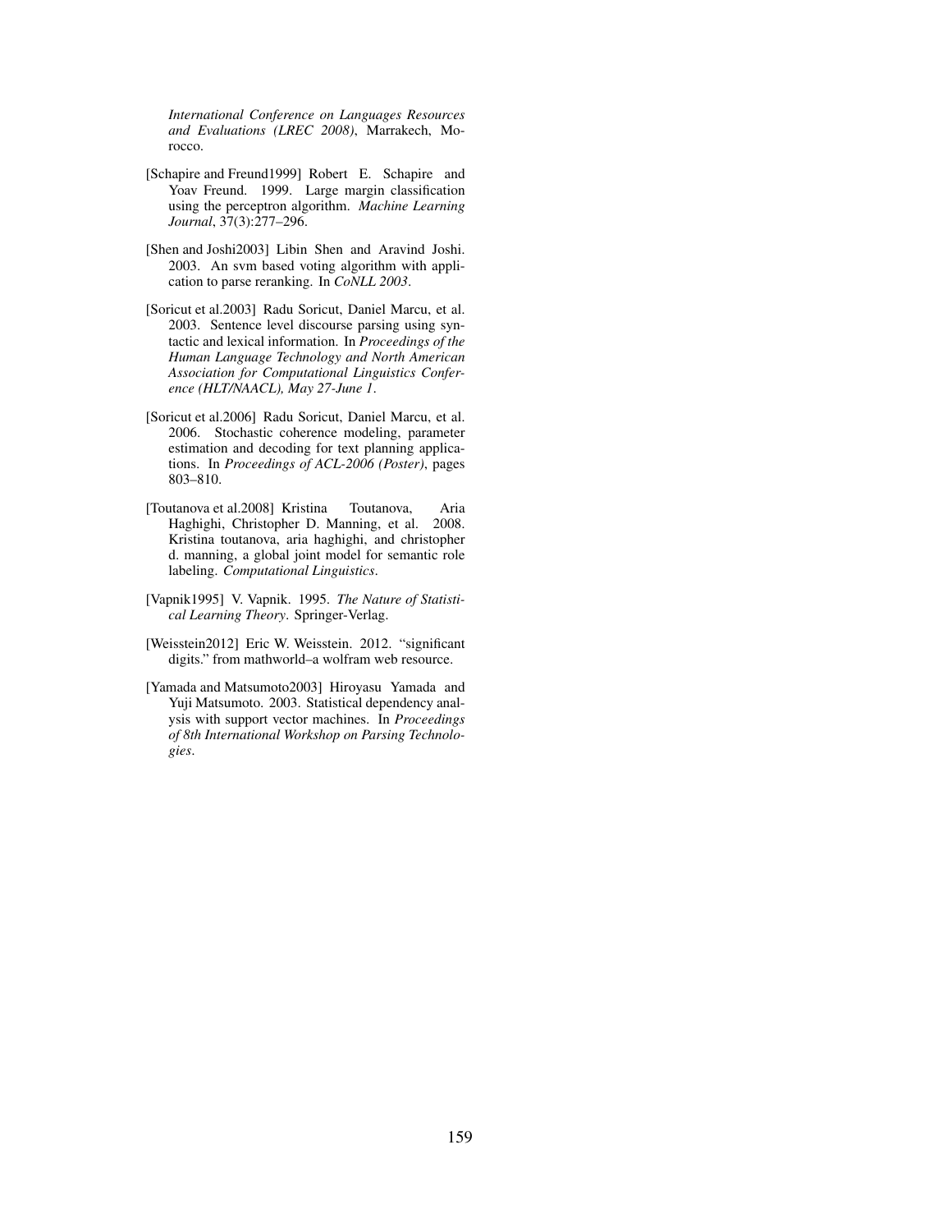*International Conference on Languages Resources and Evaluations (LREC 2008)*, Marrakech, Morocco.

[Schapire and Freund1999] Robert E. Schapire and Yoav Freund. 1999. Large margin classification using the perceptron algorithm. *Machine Learning Journal*, 37(3):277–296.

[Shen and Joshi2003] Libin Shen and Aravind Joshi. 2003. An svm based voting algorithm with application to parse reranking. In *CoNLL 2003*.

[Soricut et al.2003] Radu Soricut, Daniel Marcu, et al. 2003. Sentence level discourse parsing using syntactic and lexical information. In *Proceedings of the Human Language Technology and North American Association for Computational Linguistics Conference (HLT/NAACL), May 27-June 1*.

[Soricut et al.2006] Radu Soricut, Daniel Marcu, et al. 2006. Stochastic coherence modeling, parameter estimation and decoding for text planning applications. In *Proceedings of ACL-2006 (Poster)*, pages 803–810.

[Toutanova et al.2008] Kristina Toutanova, Aria Haghighi, Christopher D. Manning, et al. 2008. Kristina toutanova, aria haghighi, and christopher d. manning, a global joint model for semantic role labeling. *Computational Linguistics*.

[Vapnik1995] V. Vapnik. 1995. *The Nature of Statistical Learning Theory*. Springer-Verlag.

[Weisstein2012] Eric W. Weisstein. 2012. "significant digits." from mathworld–a wolfram web resource.

[Yamada and Matsumoto2003] Hiroyasu Yamada and Yuji Matsumoto. 2003. Statistical dependency analysis with support vector machines. In *Proceedings of 8th International Workshop on Parsing Technologies*.